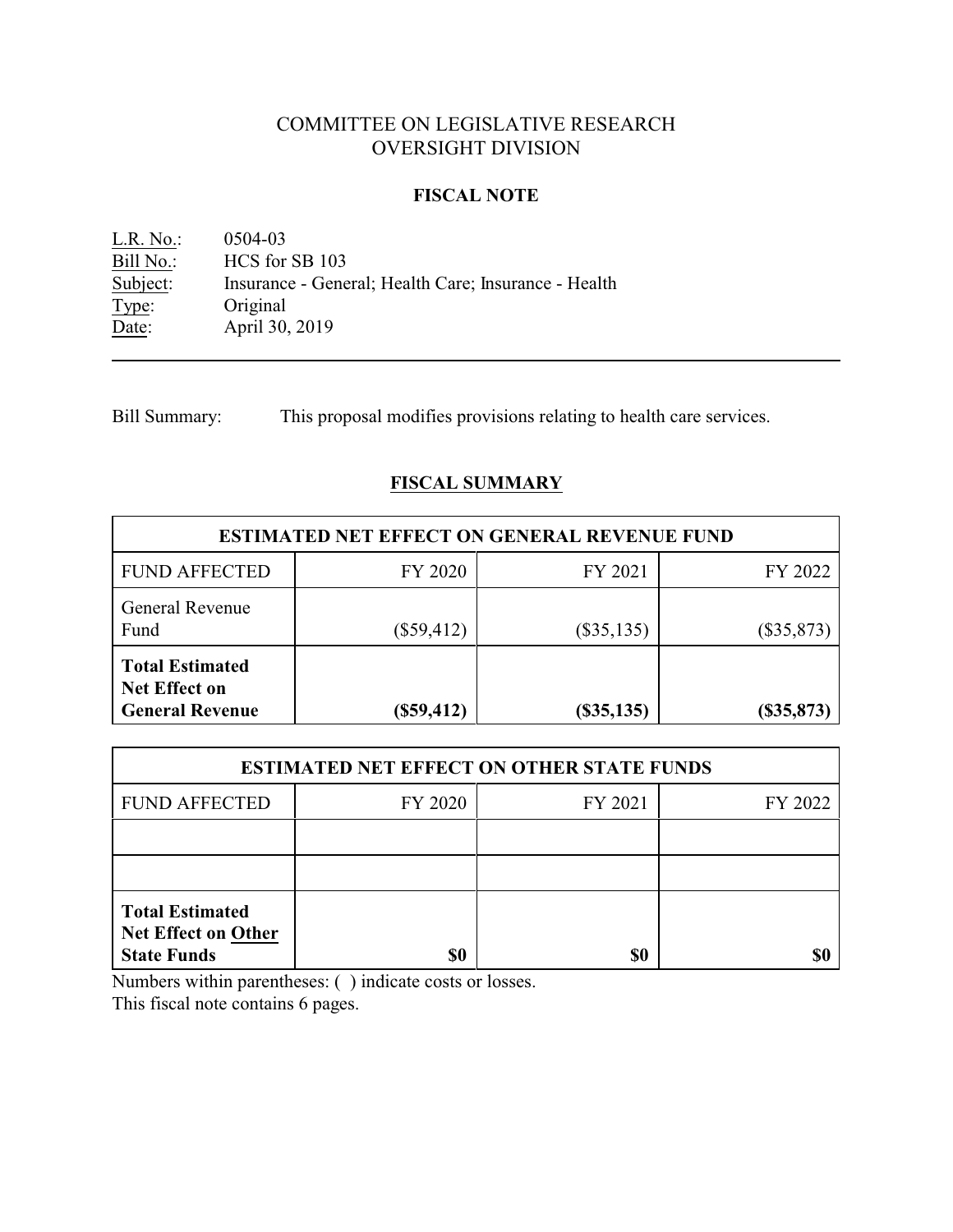# COMMITTEE ON LEGISLATIVE RESEARCH
# OVERSIGHT DIVISION

## FISCAL NOTE

L.R. No.: 0504-03
Bill No.: HCS for SB 103
Subject: Insurance - General; Health Care; Insurance - Health
Type: Original
Date: April 30, 2019

---

Bill Summary: This proposal modifies provisions relating to health care services.

## FISCAL SUMMARY

| ESTIMATED NET EFFECT ON GENERAL REVENUE FUND | | | |
|---|---|---|---|
| FUND AFFECTED | FY 2020 | FY 2021 | FY 2022 |
| General Revenue Fund | ($59,412) | ($35,135) | ($35,873) |
| **Total Estimated Net Effect on General Revenue** | **($59,412)** | **($35,135)** | **($35,873)** |

| ESTIMATED NET EFFECT ON OTHER STATE FUNDS | | | |
|---|---|---|---|
| FUND AFFECTED | FY 2020 | FY 2021 | FY 2022 |
| | | | |
| | | | |
| **Total Estimated Net Effect on Other State Funds** | **$0** | **$0** | **$0** |

Numbers within parentheses: ( ) indicate costs or losses.
This fiscal note contains 6 pages.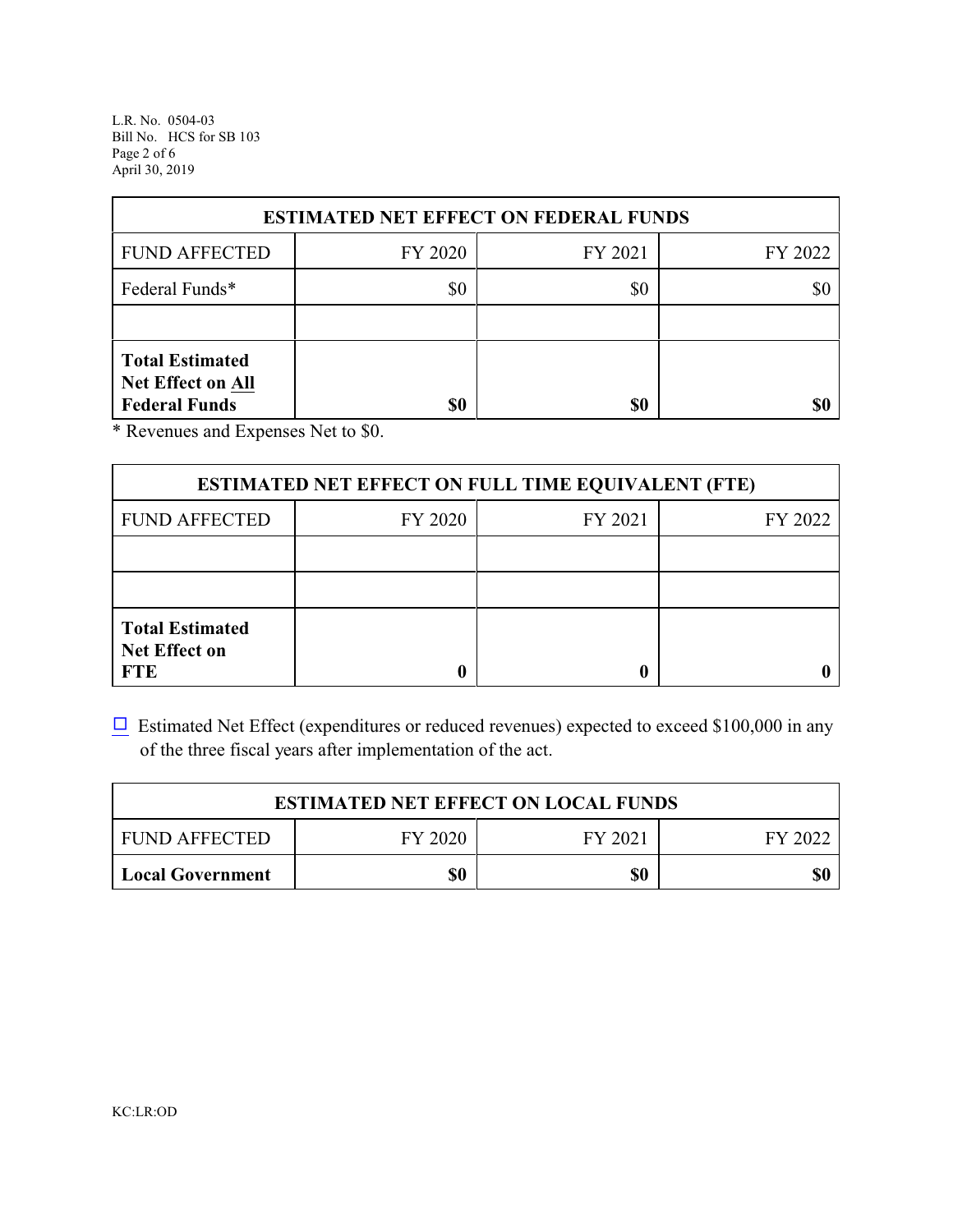| ESTIMATED NET EFFECT ON FEDERAL FUNDS | | | |
|---|---|---|---|
| FUND AFFECTED | FY 2020 | FY 2021 | FY 2022 |
| Federal Funds* | $0 | $0 | $0 |
| | | | |
| **Total Estimated Net Effect on All Federal Funds** | **$0** | **$0** | **$0** |

* Revenues and Expenses Net to $0.

| ESTIMATED NET EFFECT ON FULL TIME EQUIVALENT (FTE) | | | |
|---|---|---|---|
| FUND AFFECTED | FY 2020 | FY 2021 | FY 2022 |
| | | | |
| | | | |
| **Total Estimated Net Effect on FTE** | **0** | **0** | **0** |

☐ Estimated Net Effect (expenditures or reduced revenues) expected to exceed $100,000 in any of the three fiscal years after implementation of the act.

| ESTIMATED NET EFFECT ON LOCAL FUNDS | | | |
|---|---|---|---|
| FUND AFFECTED | FY 2020 | FY 2021 | FY 2022 |
| **Local Government** | **$0** | **$0** | **$0** |

KC:LR:OD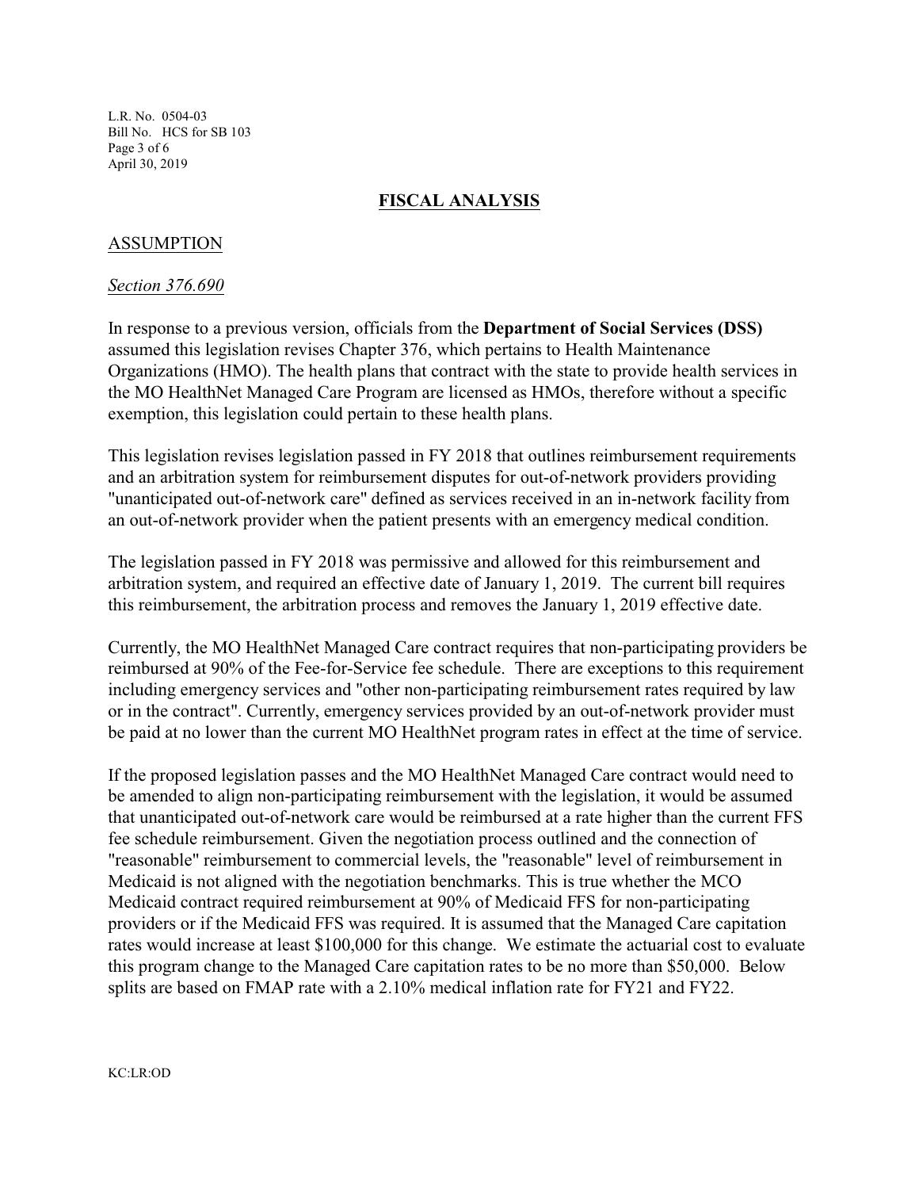## FISCAL ANALYSIS

### ASSUMPTION

*Section 376.690*

In response to a previous version, officials from the **Department of Social Services (DSS)** assumed this legislation revises Chapter 376, which pertains to Health Maintenance Organizations (HMO). The health plans that contract with the state to provide health services in the MO HealthNet Managed Care Program are licensed as HMOs, therefore without a specific exemption, this legislation could pertain to these health plans.

This legislation revises legislation passed in FY 2018 that outlines reimbursement requirements and an arbitration system for reimbursement disputes for out-of-network providers providing "unanticipated out-of-network care" defined as services received in an in-network facility from an out-of-network provider when the patient presents with an emergency medical condition.

The legislation passed in FY 2018 was permissive and allowed for this reimbursement and arbitration system, and required an effective date of January 1, 2019. The current bill requires this reimbursement, the arbitration process and removes the January 1, 2019 effective date.

Currently, the MO HealthNet Managed Care contract requires that non-participating providers be reimbursed at 90% of the Fee-for-Service fee schedule. There are exceptions to this requirement including emergency services and "other non-participating reimbursement rates required by law or in the contract". Currently, emergency services provided by an out-of-network provider must be paid at no lower than the current MO HealthNet program rates in effect at the time of service.

If the proposed legislation passes and the MO HealthNet Managed Care contract would need to be amended to align non-participating reimbursement with the legislation, it would be assumed that unanticipated out-of-network care would be reimbursed at a rate higher than the current FFS fee schedule reimbursement. Given the negotiation process outlined and the connection of "reasonable" reimbursement to commercial levels, the "reasonable" level of reimbursement in Medicaid is not aligned with the negotiation benchmarks. This is true whether the MCO Medicaid contract required reimbursement at 90% of Medicaid FFS for non-participating providers or if the Medicaid FFS was required. It is assumed that the Managed Care capitation rates would increase at least $100,000 for this change. We estimate the actuarial cost to evaluate this program change to the Managed Care capitation rates to be no more than $50,000. Below splits are based on FMAP rate with a 2.10% medical inflation rate for FY21 and FY22.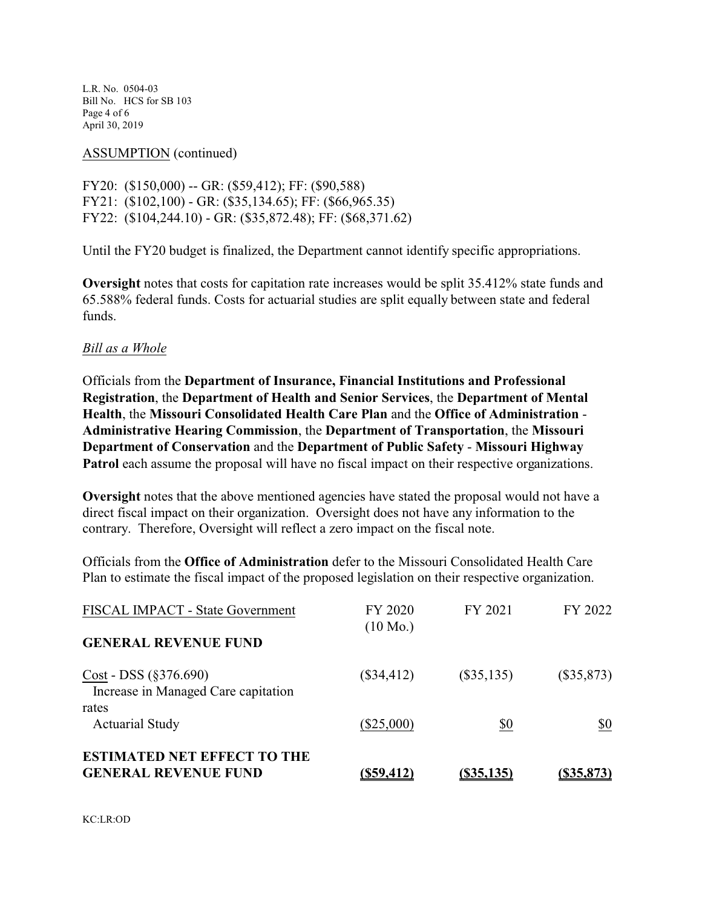ASSUMPTION (continued)

FY20: ($150,000) -- GR: ($59,412); FF: ($90,588)
FY21: ($102,100) - GR: ($35,134.65); FF: ($66,965.35)
FY22: ($104,244.10) - GR: ($35,872.48); FF: ($68,371.62)

Until the FY20 budget is finalized, the Department cannot identify specific appropriations.

**Oversight** notes that costs for capitation rate increases would be split 35.412% state funds and 65.588% federal funds. Costs for actuarial studies are split equally between state and federal funds.

*Bill as a Whole*

Officials from the **Department of Insurance, Financial Institutions and Professional Registration**, the **Department of Health and Senior Services**, the **Department of Mental Health**, the **Missouri Consolidated Health Care Plan** and the **Office of Administration - Administrative Hearing Commission**, the **Department of Transportation**, the **Missouri Department of Conservation** and the **Department of Public Safety - Missouri Highway Patrol** each assume the proposal will have no fiscal impact on their respective organizations.

**Oversight** notes that the above mentioned agencies have stated the proposal would not have a direct fiscal impact on their organization. Oversight does not have any information to the contrary. Therefore, Oversight will reflect a zero impact on the fiscal note.

Officials from the **Office of Administration** defer to the Missouri Consolidated Health Care Plan to estimate the fiscal impact of the proposed legislation on their respective organization.

| FISCAL IMPACT - State Government | FY 2020 (10 Mo.) | FY 2021 | FY 2022 |
|---|---|---|---|
| **GENERAL REVENUE FUND** | | | |
| Cost - DSS (§376.690) Increase in Managed Care capitation rates | ($34,412) | ($35,135) | ($35,873) |
| Actuarial Study | ($25,000) | $0 | $0 |
| **ESTIMATED NET EFFECT TO THE GENERAL REVENUE FUND** | **($59,412)** | **($35,135)** | **($35,873)** |

KC:LR:OD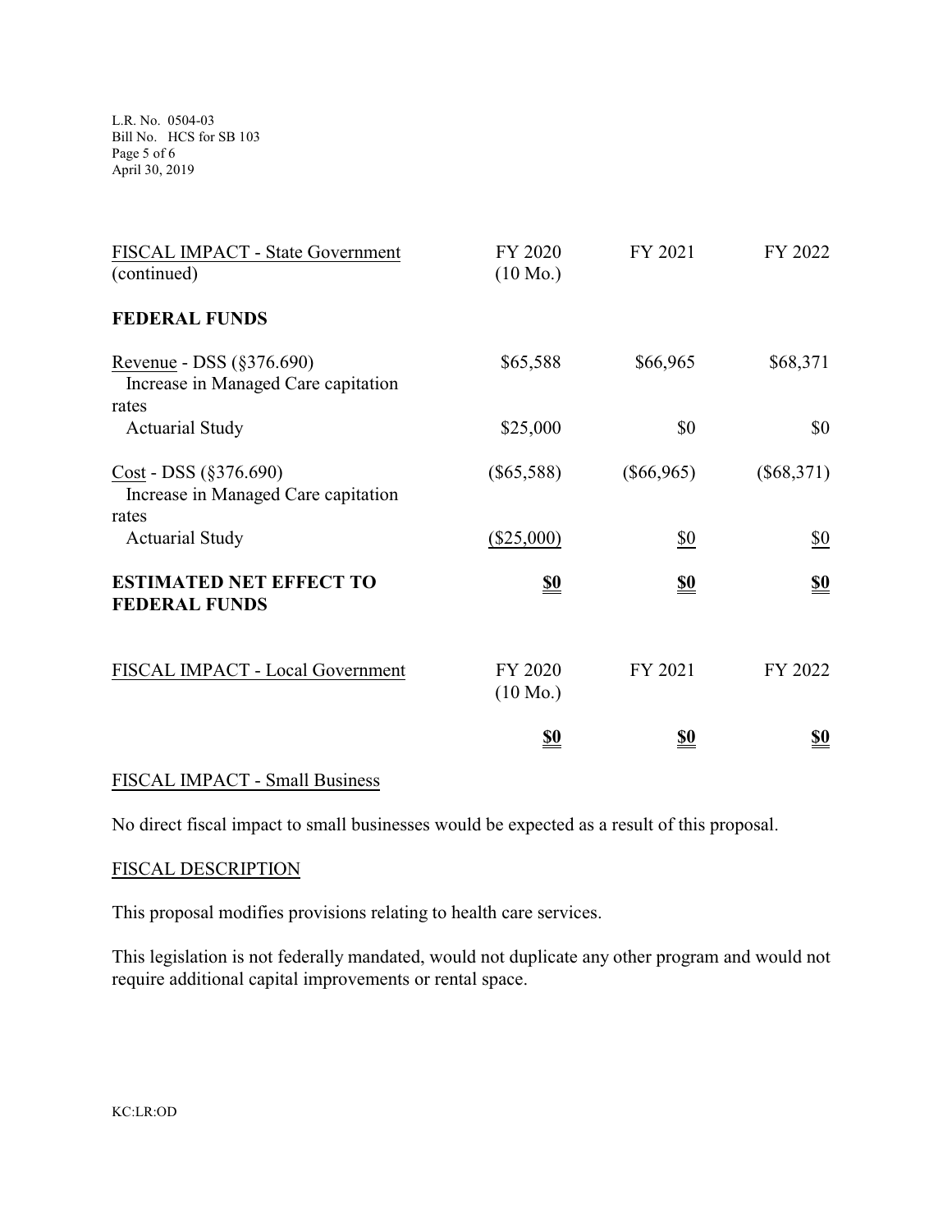| FISCAL IMPACT - State Government (continued) | FY 2020 (10 Mo.) | FY 2021 | FY 2022 |
|---|---|---|---|
| **FEDERAL FUNDS** | | | |
| Revenue - DSS (§376.690) Increase in Managed Care capitation rates | $65,588 | $66,965 | $68,371 |
| Actuarial Study | $25,000 | $0 | $0 |
| Cost - DSS (§376.690) Increase in Managed Care capitation rates | ($65,588) | ($66,965) | ($68,371) |
| Actuarial Study | ($25,000) | $0 | $0 |
| **ESTIMATED NET EFFECT TO FEDERAL FUNDS** | **$0** | **$0** | **$0** |

| FISCAL IMPACT - Local Government | FY 2020 (10 Mo.) | FY 2021 | FY 2022 |
|---|---|---|---|
| | **$0** | **$0** | **$0** |

## FISCAL IMPACT - Small Business

No direct fiscal impact to small businesses would be expected as a result of this proposal.

## FISCAL DESCRIPTION

This proposal modifies provisions relating to health care services.

This legislation is not federally mandated, would not duplicate any other program and would not require additional capital improvements or rental space.

KC:LR:OD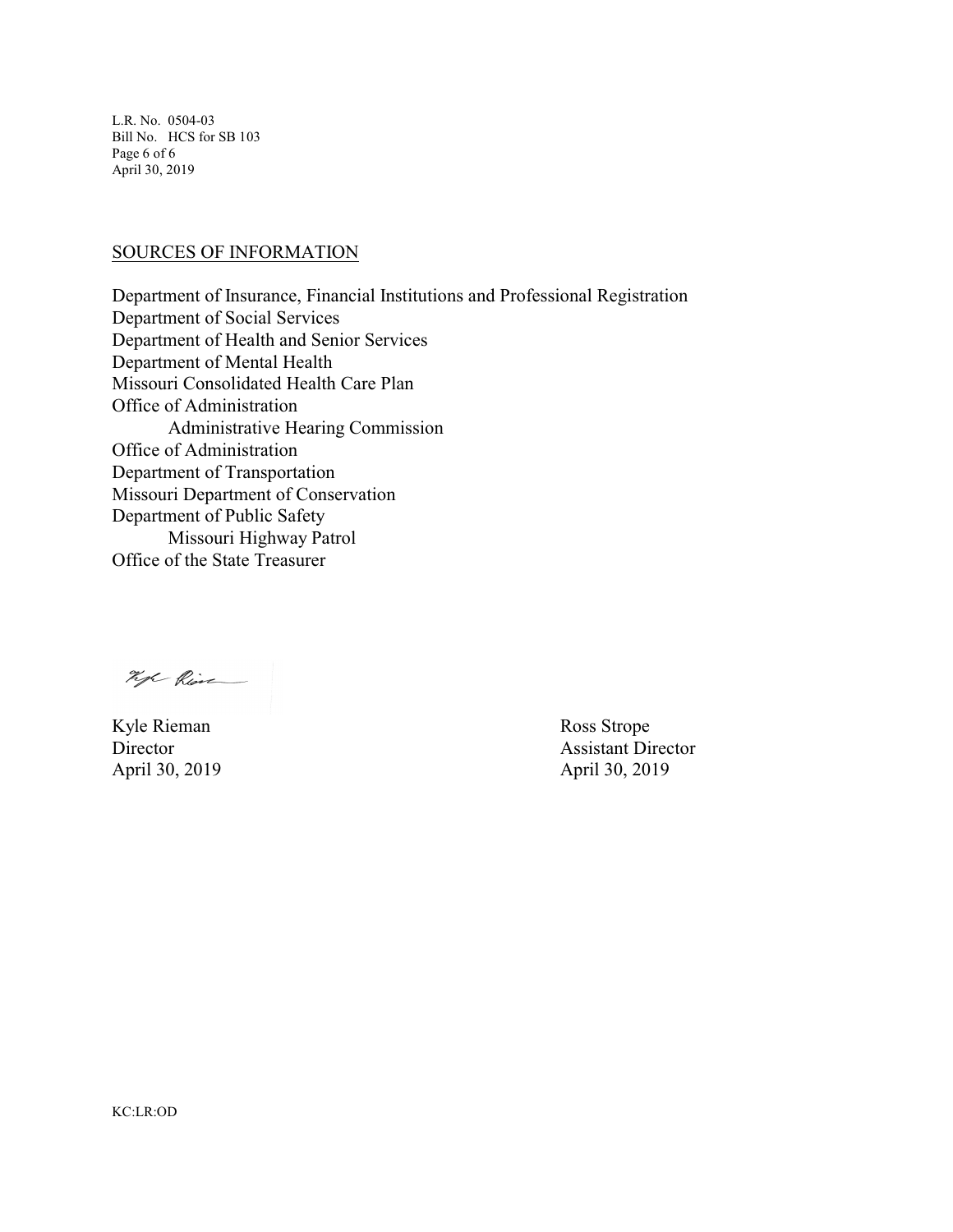## SOURCES OF INFORMATION

Department of Insurance, Financial Institutions and Professional Registration
Department of Social Services
Department of Health and Senior Services
Department of Mental Health
Missouri Consolidated Health Care Plan
Office of Administration
    Administrative Hearing Commission
Office of Administration
Department of Transportation
Missouri Department of Conservation
Department of Public Safety
    Missouri Highway Patrol
Office of the State Treasurer

Kyle Rieman
Director
April 30, 2019

Ross Strope
Assistant Director
April 30, 2019

KC:LR:OD